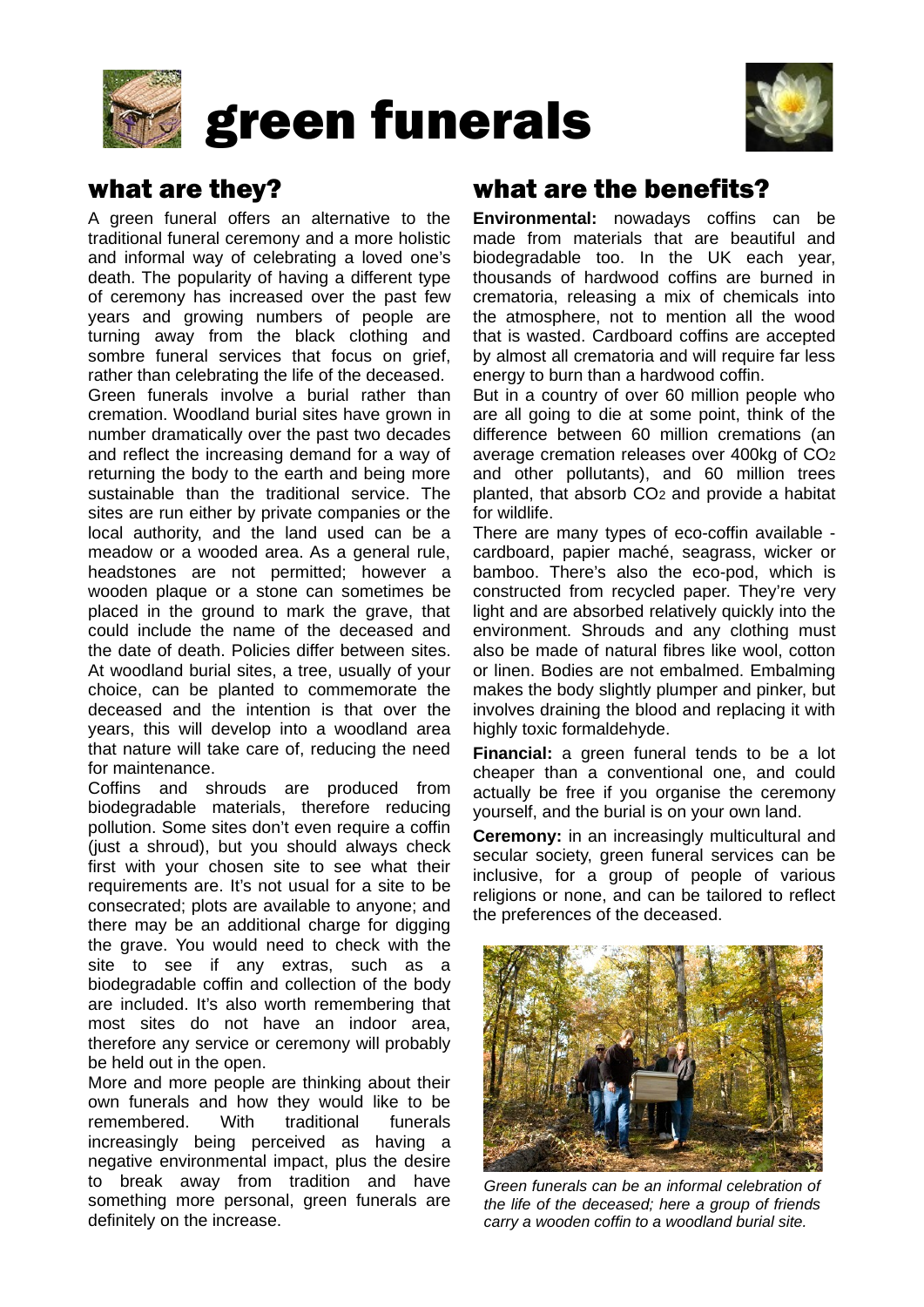# green funerals

## what are they?

A green funeral offers an alternative to the traditional funeral ceremony and a more holistic and informal way of celebrating a loved one's death. The popularity of having a different type of ceremony has increased over the past few years and growing numbers of people are turning away from the black clothing and sombre funeral services that focus on grief, rather than celebrating the life of the deceased.

Green funerals involve a burial rather than cremation. Woodland burial sites have grown in number dramatically over the past two decades and reflect the increasing demand for a way of returning the body to the earth and being more sustainable than the traditional service. The sites are run either by private companies or the local authority, and the land used can be a meadow or a wooded area. As a general rule, headstones are not permitted; however a wooden plaque or a stone can sometimes be placed in the ground to mark the grave, that could include the name of the deceased and the date of death. Policies differ between sites. At woodland burial sites, a tree, usually of your choice, can be planted to commemorate the deceased and the intention is that over the years, this will develop into a woodland area that nature will take care of, reducing the need for maintenance.

Coffins and shrouds are produced from biodegradable materials, therefore reducing pollution. Some sites don't even require a coffin (just a shroud), but you should always check first with your chosen site to see what their requirements are. It's not usual for a site to be consecrated; plots are available to anyone; and there may be an additional charge for digging the grave. You would need to check with the site to see if any extras, such as a biodegradable coffin and collection of the body are included. It's also worth remembering that most sites do not have an indoor area, therefore any service or ceremony will probably be held out in the open.

More and more people are thinking about their own funerals and how they would like to be remembered. With traditional funerals increasingly being perceived as having a negative environmental impact, plus the desire to break away from tradition and have something more personal, green funerals are definitely on the increase.

## what are the benefits?

**Environmental:** nowadays coffins can be made from materials that are beautiful and biodegradable too. In the UK each year, thousands of hardwood coffins are burned in crematoria, releasing a mix of chemicals into the atmosphere, not to mention all the wood that is wasted. Cardboard coffins are accepted by almost all crematoria and will require far less energy to burn than a hardwood coffin.

But in a country of over 60 million people who are all going to die at some point, think of the difference between 60 million cremations (an average cremation releases over 400kg of $CO_2$ and other pollutants), and 60 million trees planted, that absorb $CO_2$ and provide a habitat for wildlife.

There are many types of eco-coffin available - cardboard, papier maché, seagrass, wicker or bamboo. There's also the eco-pod, which is constructed from recycled paper. They're very light and are absorbed relatively quickly into the environment. Shrouds and any clothing must also be made of natural fibres like wool, cotton or linen. Bodies are not embalmed. Embalming makes the body slightly plumper and pinker, but involves draining the blood and replacing it with highly toxic formaldehyde.

**Financial:** a green funeral tends to be a lot cheaper than a conventional one, and could actually be free if you organise the ceremony yourself, and the burial is on your own land.

**Ceremony:** in an increasingly multicultural and secular society, green funeral services can be inclusive, for a group of people of various religions or none, and can be tailored to reflect the preferences of the deceased.

*Green funerals can be an informal celebration of the life of the deceased; here a group of friends carry a wooden coffin to a woodland burial site.*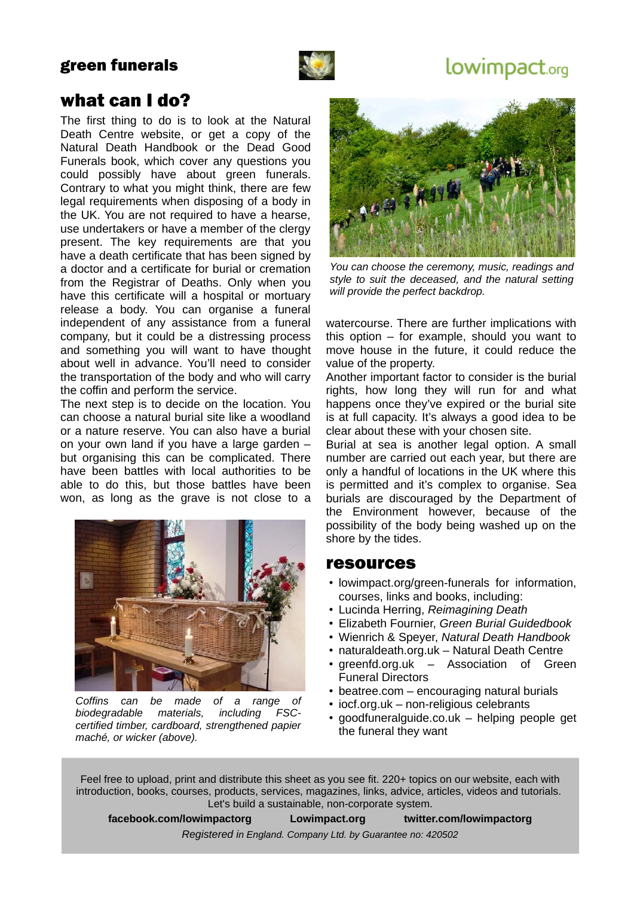## green funerals

lowimpact.org

# what can I do?

The first thing to do is to look at the Natural Death Centre website, or get a copy of the Natural Death Handbook or the Dead Good Funerals book, which cover any questions you could possibly have about green funerals. Contrary to what you might think, there are few legal requirements when disposing of a body in the UK. You are not required to have a hearse, use undertakers or have a member of the clergy present. The key requirements are that you have a death certificate that has been signed by a doctor and a certificate for burial or cremation from the Registrar of Deaths. Only when you have this certificate will a hospital or mortuary release a body. You can organise a funeral independent of any assistance from a funeral company, but it could be a distressing process and something you will want to have thought about well in advance. You'll need to consider the transportation of the body and who will carry the coffin and perform the service.

The next step is to decide on the location. You can choose a natural burial site like a woodland or a nature reserve. You can also have a burial on your own land if you have a large garden – but organising this can be complicated. There have been battles with local authorities to be able to do this, but those battles have been won, as long as the grave is not close to a watercourse. There are further implications with this option – for example, should you want to move house in the future, it could reduce the value of the property.

*Coffins can be made of a range of biodegradable materials, including FSC-certified timber, cardboard, strengthened papier maché, or wicker (above).*

*You can choose the ceremony, music, readings and style to suit the deceased, and the natural setting will provide the perfect backdrop.*

Another important factor to consider is the burial rights, how long they will run for and what happens once they've expired or the burial site is at full capacity. It's always a good idea to be clear about these with your chosen site.

Burial at sea is another legal option. A small number are carried out each year, but there are only a handful of locations in the UK where this is permitted and it's complex to organise. Sea burials are discouraged by the Department of the Environment however, because of the possibility of the body being washed up on the shore by the tides.

## resources

- lowimpact.org/green-funerals for information, courses, links and books, including:
- Lucinda Herring, *Reimagining Death*
- Elizabeth Fournier, *Green Burial Guidebook*
- Wienrich & Speyer, *Natural Death Handbook*
- naturaldeath.org.uk – Natural Death Centre
- greenfd.org.uk – Association of Green Funeral Directors
- beatree.com – encouraging natural burials
- iocf.org.uk – non-religious celebrants
- goodfuneralguide.co.uk – helping people get the funeral they want

Feel free to upload, print and distribute this sheet as you see fit. 220+ topics on our website, each with introduction, books, courses, products, services, magazines, links, advice, articles, videos and tutorials. Let's build a sustainable, non-corporate system.

**facebook.com/lowimpactorg** **Lowimpact.org** **twitter.com/lowimpactorg**

*Registered in England. Company Ltd. by Guarantee no: 420502*